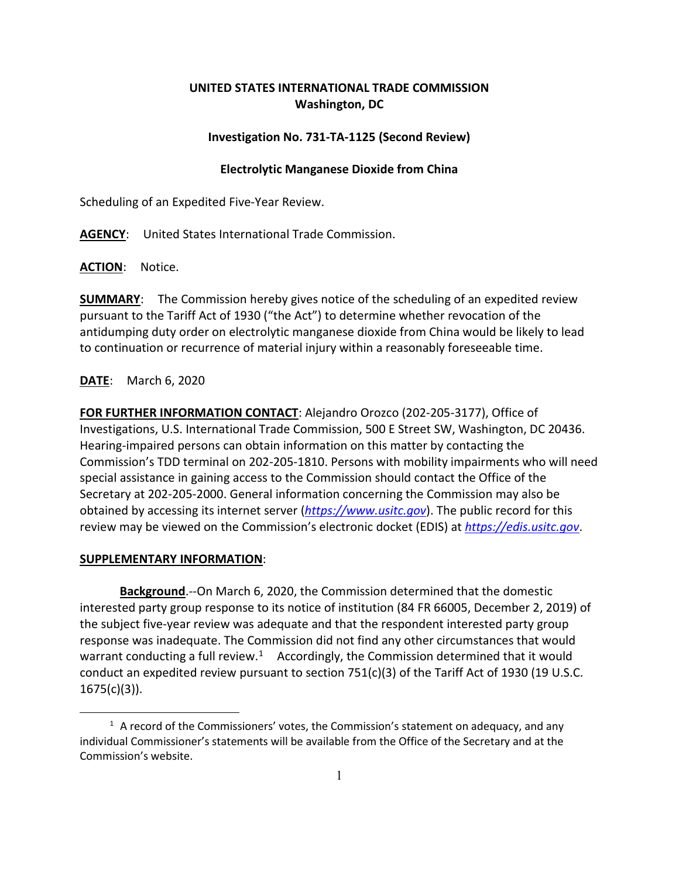**UNITED STATES INTERNATIONAL TRADE COMMISSION**
**Washington, DC**

**Investigation No. 731-TA-1125 (Second Review)**

**Electrolytic Manganese Dioxide from China**

Scheduling of an Expedited Five-Year Review.

**AGENCY**: United States International Trade Commission.

**ACTION**: Notice.

**SUMMARY**: The Commission hereby gives notice of the scheduling of an expedited review pursuant to the Tariff Act of 1930 ("the Act") to determine whether revocation of the antidumping duty order on electrolytic manganese dioxide from China would be likely to lead to continuation or recurrence of material injury within a reasonably foreseeable time.

**DATE**: March 6, 2020

**FOR FURTHER INFORMATION CONTACT**: Alejandro Orozco (202-205-3177), Office of Investigations, U.S. International Trade Commission, 500 E Street SW, Washington, DC 20436. Hearing-impaired persons can obtain information on this matter by contacting the Commission's TDD terminal on 202-205-1810. Persons with mobility impairments who will need special assistance in gaining access to the Commission should contact the Office of the Secretary at 202-205-2000. General information concerning the Commission may also be obtained by accessing its internet server (*https://www.usitc.gov*). The public record for this review may be viewed on the Commission's electronic docket (EDIS) at *https://edis.usitc.gov*.

**SUPPLEMENTARY INFORMATION**:

**Background**.--On March 6, 2020, the Commission determined that the domestic interested party group response to its notice of institution (84 FR 66005, December 2, 2019) of the subject five-year review was adequate and that the respondent interested party group response was inadequate. The Commission did not find any other circumstances that would warrant conducting a full review.[1] Accordingly, the Commission determined that it would conduct an expedited review pursuant to section 751(c)(3) of the Tariff Act of 1930 (19 U.S.C. 1675(c)(3)).

[1] A record of the Commissioners' votes, the Commission's statement on adequacy, and any individual Commissioner's statements will be available from the Office of the Secretary and at the Commission's website.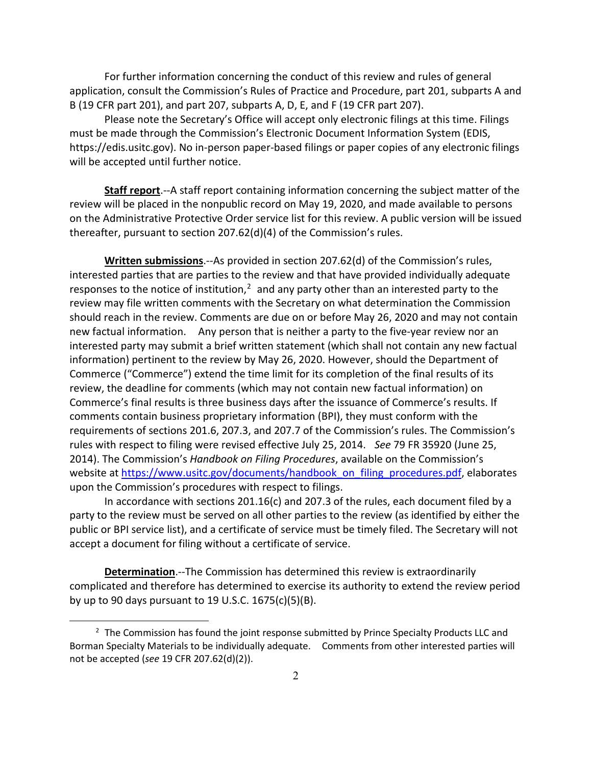For further information concerning the conduct of this review and rules of general application, consult the Commission's Rules of Practice and Procedure, part 201, subparts A and B (19 CFR part 201), and part 207, subparts A, D, E, and F (19 CFR part 207).

Please note the Secretary's Office will accept only electronic filings at this time. Filings must be made through the Commission's Electronic Document Information System (EDIS, https://edis.usitc.gov). No in-person paper-based filings or paper copies of any electronic filings will be accepted until further notice.

**Staff report**.--A staff report containing information concerning the subject matter of the review will be placed in the nonpublic record on May 19, 2020, and made available to persons on the Administrative Protective Order service list for this review. A public version will be issued thereafter, pursuant to section 207.62(d)(4) of the Commission's rules.

**Written submissions**.--As provided in section 207.62(d) of the Commission's rules, interested parties that are parties to the review and that have provided individually adequate responses to the notice of institution,[2] and any party other than an interested party to the review may file written comments with the Secretary on what determination the Commission should reach in the review. Comments are due on or before May 26, 2020 and may not contain new factual information. Any person that is neither a party to the five-year review nor an interested party may submit a brief written statement (which shall not contain any new factual information) pertinent to the review by May 26, 2020. However, should the Department of Commerce ("Commerce") extend the time limit for its completion of the final results of its review, the deadline for comments (which may not contain new factual information) on Commerce's final results is three business days after the issuance of Commerce's results. If comments contain business proprietary information (BPI), they must conform with the requirements of sections 201.6, 207.3, and 207.7 of the Commission's rules. The Commission's rules with respect to filing were revised effective July 25, 2014. *See* 79 FR 35920 (June 25, 2014). The Commission's *Handbook on Filing Procedures*, available on the Commission's website at https://www.usitc.gov/documents/handbook_on_filing_procedures.pdf, elaborates upon the Commission's procedures with respect to filings.

In accordance with sections 201.16(c) and 207.3 of the rules, each document filed by a party to the review must be served on all other parties to the review (as identified by either the public or BPI service list), and a certificate of service must be timely filed. The Secretary will not accept a document for filing without a certificate of service.

**Determination**.--The Commission has determined this review is extraordinarily complicated and therefore has determined to exercise its authority to extend the review period by up to 90 days pursuant to 19 U.S.C. 1675(c)(5)(B).

---

[2] The Commission has found the joint response submitted by Prince Specialty Products LLC and Borman Specialty Materials to be individually adequate. Comments from other interested parties will not be accepted (*see* 19 CFR 207.62(d)(2)).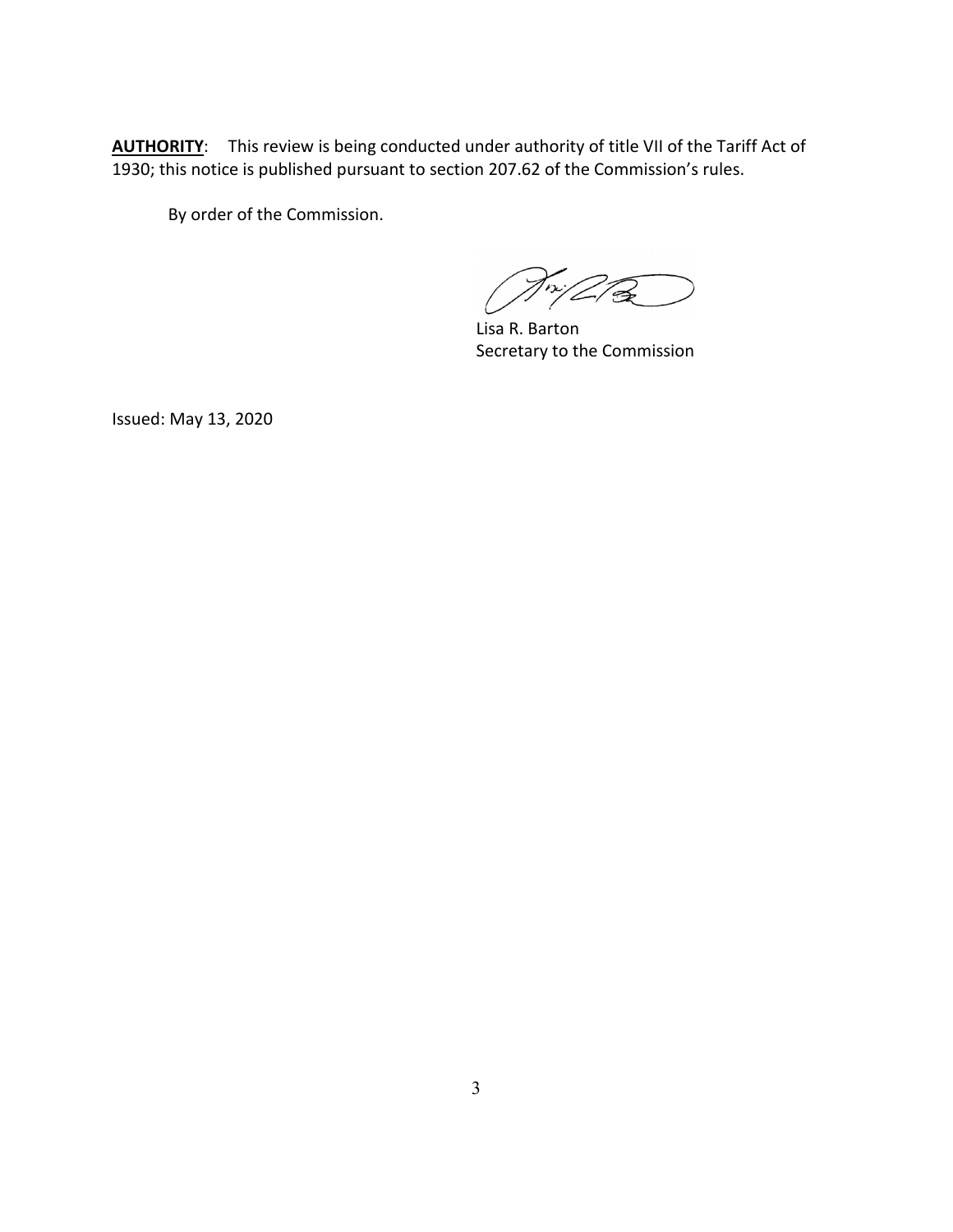**AUTHORITY**: This review is being conducted under authority of title VII of the Tariff Act of 1930; this notice is published pursuant to section 207.62 of the Commission's rules.

By order of the Commission.

Lisa R. Barton
Secretary to the Commission

Issued: May 13, 2020